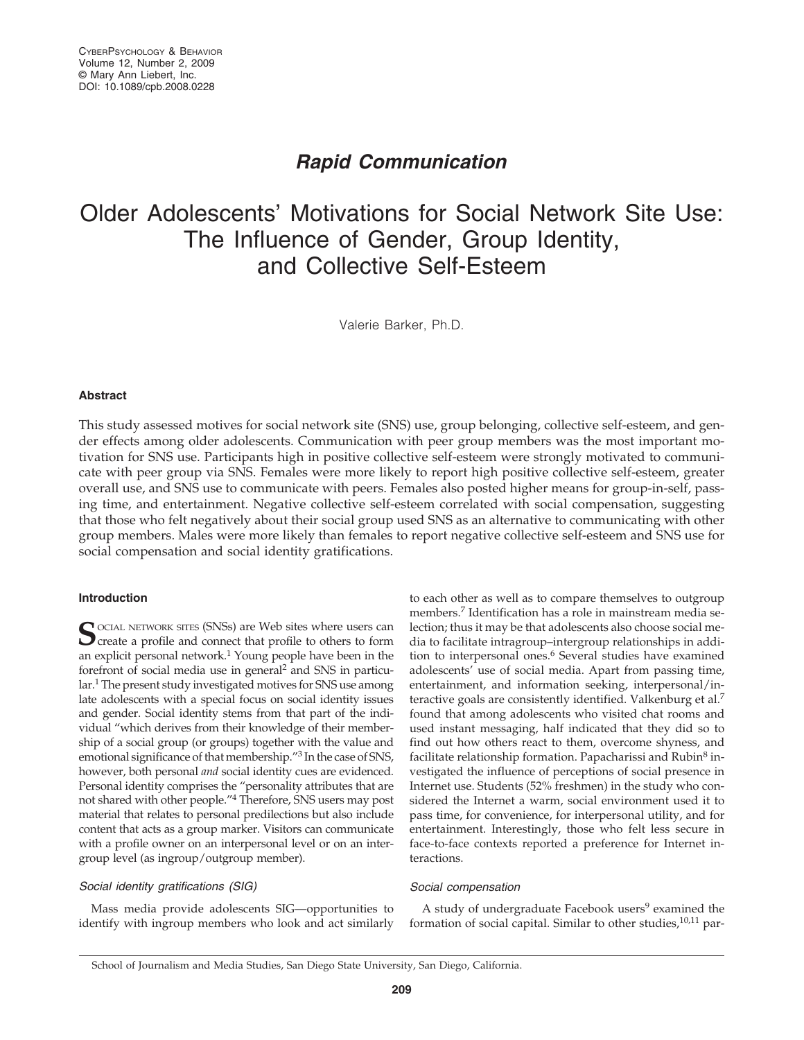*Rapid Communication*

# Older Adolescents' Motivations for Social Network Site Use: The Influence of Gender, Group Identity, and Collective Self-Esteem

Valerie Barker, Ph.D.

## Abstract

This study assessed motives for social network site (SNS) use, group belonging, collective self-esteem, and gender effects among older adolescents. Communication with peer group members was the most important motivation for SNS use. Participants high in positive collective self-esteem were strongly motivated to communicate with peer group via SNS. Females were more likely to report high positive collective self-esteem, greater overall use, and SNS use to communicate with peers. Females also posted higher means for group-in-self, passing time, and entertainment. Negative collective self-esteem correlated with social compensation, suggesting that those who felt negatively about their social group used SNS as an alternative to communicating with other group members. Males were more likely than females to report negative collective self-esteem and SNS use for social compensation and social identity gratifications.

## Introduction

Social network sites (SNSs) are Web sites where users can create a profile and connect that profile to others to form an explicit personal network.[1] Young people have been in the forefront of social media use in general[2] and SNS in particular.[1] The present study investigated motives for SNS use among late adolescents with a special focus on social identity issues and gender. Social identity stems from that part of the individual "which derives from their knowledge of their membership of a social group (or groups) together with the value and emotional significance of that membership."[3] In the case of SNS, however, both personal *and* social identity cues are evidenced. Personal identity comprises the "personality attributes that are not shared with other people."[4] Therefore, SNS users may post material that relates to personal predilections but also include content that acts as a group marker. Visitors can communicate with a profile owner on an interpersonal level or on an intergroup level (as ingroup/outgroup member).

### *Social identity gratifications (SIG)*

Mass media provide adolescents SIG—opportunities to identify with ingroup members who look and act similarly to each other as well as to compare themselves to outgroup members.[7] Identification has a role in mainstream media selection; thus it may be that adolescents also choose social media to facilitate intragroup–intergroup relationships in addition to interpersonal ones.[6] Several studies have examined adolescents' use of social media. Apart from passing time, entertainment, and information seeking, interpersonal/interactive goals are consistently identified. Valkenburg et al.[7] found that among adolescents who visited chat rooms and used instant messaging, half indicated that they did so to find out how others react to them, overcome shyness, and facilitate relationship formation. Papacharissi and Rubin[8] investigated the influence of perceptions of social presence in Internet use. Students (52% freshmen) in the study who considered the Internet a warm, social environment used it to pass time, for convenience, for interpersonal utility, and for entertainment. Interestingly, those who felt less secure in face-to-face contexts reported a preference for Internet interactions.

### *Social compensation*

A study of undergraduate Facebook users[9] examined the formation of social capital. Similar to other studies,[10,11] par-

School of Journalism and Media Studies, San Diego State University, San Diego, California.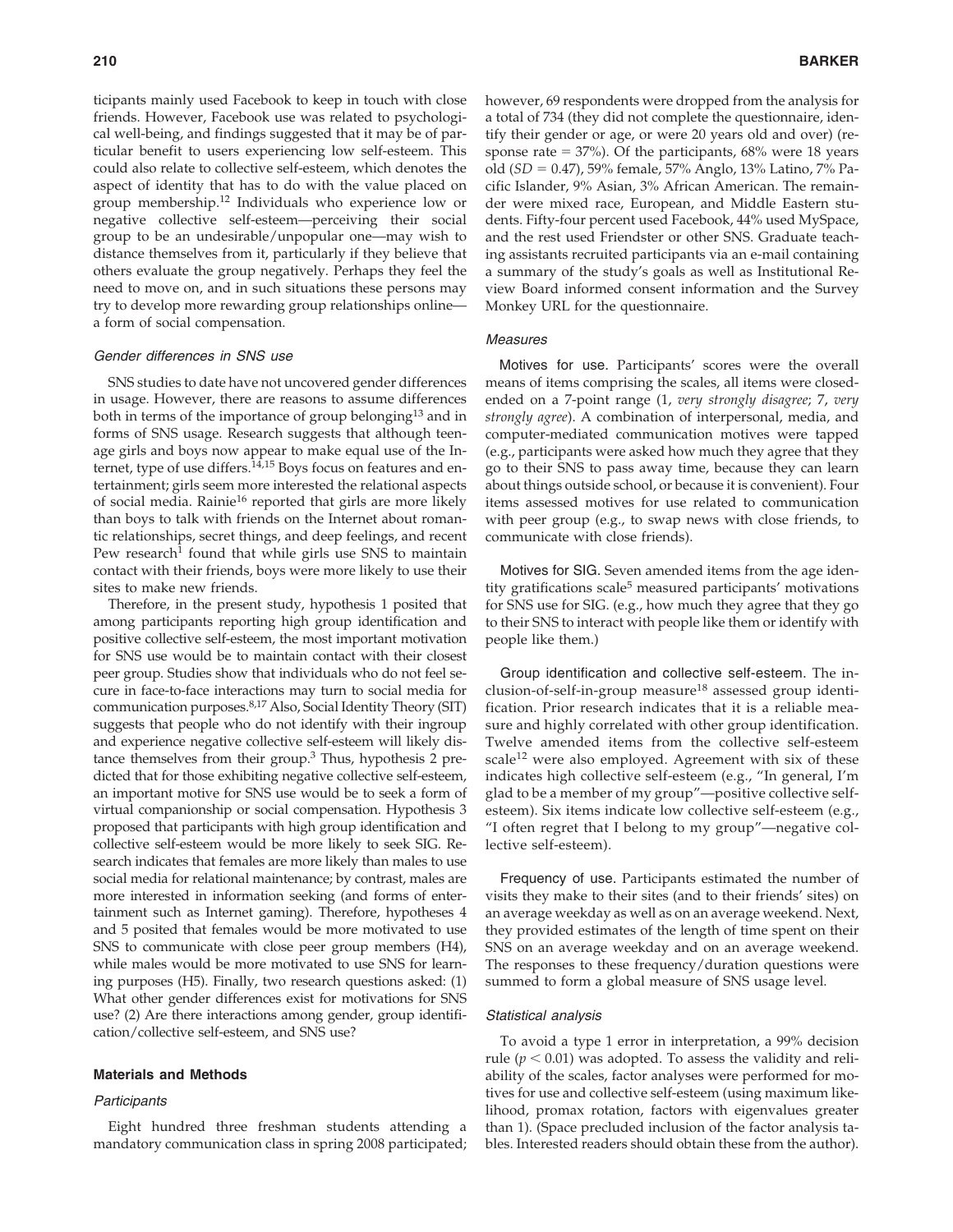ticipants mainly used Facebook to keep in touch with close friends. However, Facebook use was related to psychological well-being, and findings suggested that it may be of particular benefit to users experiencing low self-esteem. This could also relate to collective self-esteem, which denotes the aspect of identity that has to do with the value placed on group membership.[12] Individuals who experience low or negative collective self-esteem—perceiving their social group to be an undesirable/unpopular one—may wish to distance themselves from it, particularly if they believe that others evaluate the group negatively. Perhaps they feel the need to move on, and in such situations these persons may try to develop more rewarding group relationships online—a form of social compensation.

### *Gender differences in SNS use*

SNS studies to date have not uncovered gender differences in usage. However, there are reasons to assume differences both in terms of the importance of group belonging[13] and in forms of SNS usage. Research suggests that although teenage girls and boys now appear to make equal use of the Internet, type of use differs.[14,15] Boys focus on features and entertainment; girls seem more interested the relational aspects of social media. Rainie[16] reported that girls are more likely than boys to talk with friends on the Internet about romantic relationships, secret things, and deep feelings, and recent Pew research[1] found that while girls use SNS to maintain contact with their friends, boys were more likely to use their sites to make new friends.

Therefore, in the present study, hypothesis 1 posited that among participants reporting high group identification and positive collective self-esteem, the most important motivation for SNS use would be to maintain contact with their closest peer group. Studies show that individuals who do not feel secure in face-to-face interactions may turn to social media for communication purposes.[8,17] Also, Social Identity Theory (SIT) suggests that people who do not identify with their ingroup and experience negative collective self-esteem will likely distance themselves from their group.[3] Thus, hypothesis 2 predicted that for those exhibiting negative collective self-esteem, an important motive for SNS use would be to seek a form of virtual companionship or social compensation. Hypothesis 3 proposed that participants with high group identification and collective self-esteem would be more likely to seek SIG. Research indicates that females are more likely than males to use social media for relational maintenance; by contrast, males are more interested in information seeking (and forms of entertainment such as Internet gaming). Therefore, hypotheses 4 and 5 posited that females would be more motivated to use SNS to communicate with close peer group members (H4), while males would be more motivated to use SNS for learning purposes (H5). Finally, two research questions asked: (1) What other gender differences exist for motivations for SNS use? (2) Are there interactions among gender, group identification/collective self-esteem, and SNS use?

## Materials and Methods

### *Participants*

Eight hundred three freshman students attending a mandatory communication class in spring 2008 participated; however, 69 respondents were dropped from the analysis for a total of 734 (they did not complete the questionnaire, identify their gender or age, or were 20 years old and over) (response rate = 37%). Of the participants, 68% were 18 years old ($SD = 0.47$), 59% female, 57% Anglo, 13% Latino, 7% Pacific Islander, 9% Asian, 3% African American. The remainder were mixed race, European, and Middle Eastern students. Fifty-four percent used Facebook, 44% used MySpace, and the rest used Friendster or other SNS. Graduate teaching assistants recruited participants via an e-mail containing a summary of the study's goals as well as Institutional Review Board informed consent information and the Survey Monkey URL for the questionnaire.

### *Measures*

Motives for use. Participants' scores were the overall means of items comprising the scales, all items were closed-ended on a 7-point range (1, *very strongly disagree*; 7, *very strongly agree*). A combination of interpersonal, media, and computer-mediated communication motives were tapped (e.g., participants were asked how much they agree that they go to their SNS to pass away time, because they can learn about things outside school, or because it is convenient). Four items assessed motives for use related to communication with peer group (e.g., to swap news with close friends, to communicate with close friends).

Motives for SIG. Seven amended items from the age identity gratifications scale[5] measured participants' motivations for SNS use for SIG. (e.g., how much they agree that they go to their SNS to interact with people like them or identify with people like them.)

Group identification and collective self-esteem. The inclusion-of-self-in-group measure[18] assessed group identification. Prior research indicates that it is a reliable measure and highly correlated with other group identification. Twelve amended items from the collective self-esteem scale[12] were also employed. Agreement with six of these indicates high collective self-esteem (e.g., "In general, I'm glad to be a member of my group"—positive collective self-esteem). Six items indicate low collective self-esteem (e.g., "I often regret that I belong to my group"—negative collective self-esteem).

Frequency of use. Participants estimated the number of visits they make to their sites (and to their friends' sites) on an average weekday as well as on an average weekend. Next, they provided estimates of the length of time spent on their SNS on an average weekday and on an average weekend. The responses to these frequency/duration questions were summed to form a global measure of SNS usage level.

### *Statistical analysis*

To avoid a type 1 error in interpretation, a 99% decision rule ($p < 0.01$) was adopted. To assess the validity and reliability of the scales, factor analyses were performed for motives for use and collective self-esteem (using maximum likelihood, promax rotation, factors with eigenvalues greater than 1). (Space precluded inclusion of the factor analysis tables. Interested readers should obtain these from the author).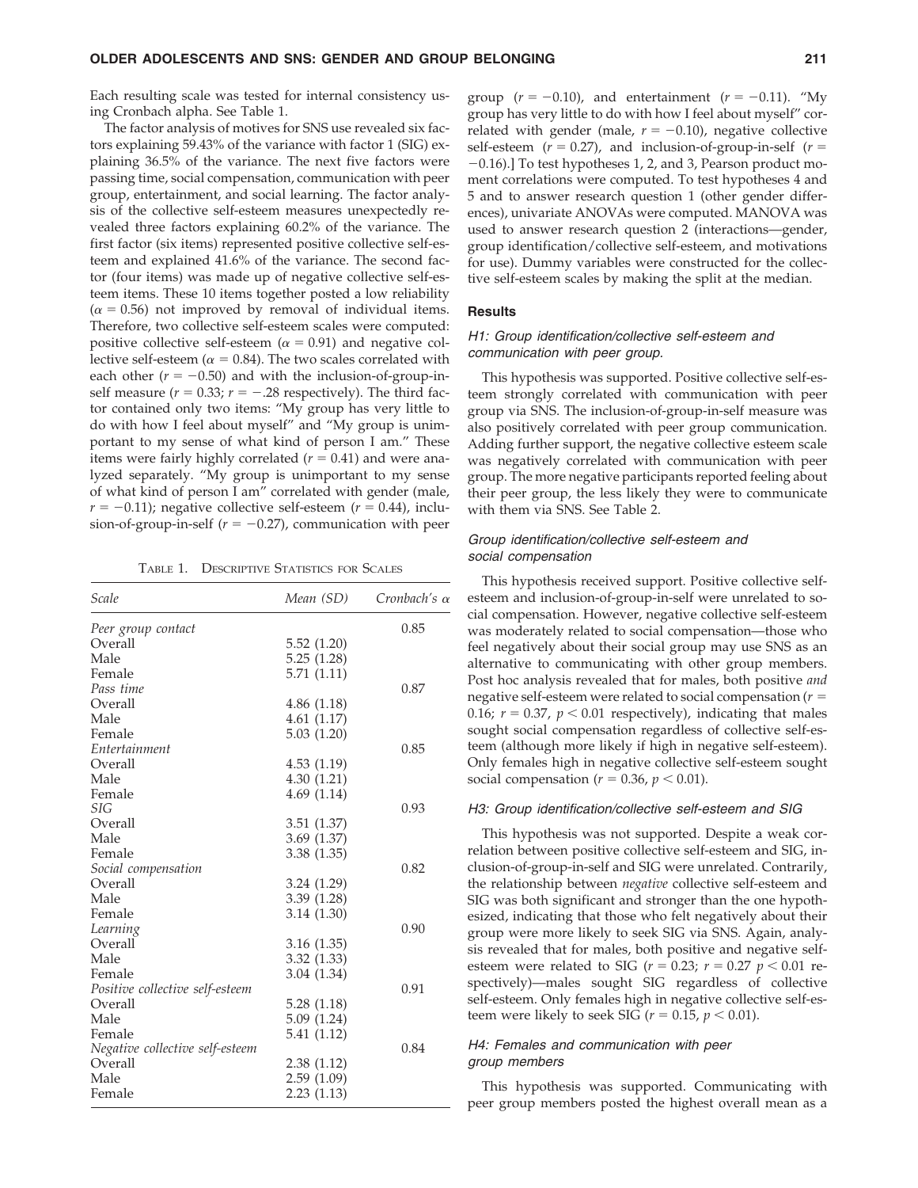Each resulting scale was tested for internal consistency using Cronbach alpha. See Table 1.

The factor analysis of motives for SNS use revealed six factors explaining 59.43% of the variance with factor 1 (SIG) explaining 36.5% of the variance. The next five factors were passing time, social compensation, communication with peer group, entertainment, and social learning. The factor analysis of the collective self-esteem measures unexpectedly revealed three factors explaining 60.2% of the variance. The first factor (six items) represented positive collective self-esteem and explained 41.6% of the variance. The second factor (four items) was made up of negative collective self-esteem items. These 10 items together posted a low reliability ($\alpha = 0.56$) not improved by removal of individual items. Therefore, two collective self-esteem scales were computed: positive collective self-esteem ($\alpha = 0.91$) and negative collective self-esteem ($\alpha = 0.84$). The two scales correlated with each other ($r = -0.50$) and with the inclusion-of-group-in-self measure ($r = 0.33$; $r = -.28$ respectively). The third factor contained only two items: "My group has very little to do with how I feel about myself" and "My group is unimportant to my sense of what kind of person I am." These items were fairly highly correlated ($r = 0.41$) and were analyzed separately. "My group is unimportant to my sense of what kind of person I am" correlated with gender (male, $r = -0.11$); negative collective self-esteem ($r = 0.44$), inclusion-of-group-in-self ($r = -0.27$), communication with peer group ($r = -0.10$), and entertainment ($r = -0.11$). "My group has very little to do with how I feel about myself" correlated with gender (male, $r = -0.10$), negative collective self-esteem ($r = 0.27$), and inclusion-of-group-in-self ($r = -0.16$).] To test hypotheses 1, 2, and 3, Pearson product moment correlations were computed. To test hypotheses 4 and 5 and to answer research question 1 (other gender differences), univariate ANOVAs were computed. MANOVA was used to answer research question 2 (interactions—gender, group identification/collective self-esteem, and motivations for use). Dummy variables were constructed for the collective self-esteem scales by making the split at the median.

Table 1. Descriptive Statistics for Scales

| *Scale* | *Mean (SD)* | *Cronbach's* $\alpha$ |
|---|---|---|
| *Peer group contact* | | 0.85 |
| Overall | 5.52 (1.20) | |
| Male | 5.25 (1.28) | |
| Female | 5.71 (1.11) | |
| *Pass time* | | 0.87 |
| Overall | 4.86 (1.18) | |
| Male | 4.61 (1.17) | |
| Female | 5.03 (1.20) | |
| *Entertainment* | | 0.85 |
| Overall | 4.53 (1.19) | |
| Male | 4.30 (1.21) | |
| Female | 4.69 (1.14) | |
| *SIG* | | 0.93 |
| Overall | 3.51 (1.37) | |
| Male | 3.69 (1.37) | |
| Female | 3.38 (1.35) | |
| *Social compensation* | | 0.82 |
| Overall | 3.24 (1.29) | |
| Male | 3.39 (1.28) | |
| Female | 3.14 (1.30) | |
| *Learning* | | 0.90 |
| Overall | 3.16 (1.35) | |
| Male | 3.32 (1.33) | |
| Female | 3.04 (1.34) | |
| *Positive collective self-esteem* | | 0.91 |
| Overall | 5.28 (1.18) | |
| Male | 5.09 (1.24) | |
| Female | 5.41 (1.12) | |
| *Negative collective self-esteem* | | 0.84 |
| Overall | 2.38 (1.12) | |
| Male | 2.59 (1.09) | |
| Female | 2.23 (1.13) | |

## Results

### *H1: Group identification/collective self-esteem and communication with peer group.*

This hypothesis was supported. Positive collective self-esteem strongly correlated with communication with peer group via SNS. The inclusion-of-group-in-self measure was also positively correlated with peer group communication. Adding further support, the negative collective esteem scale was negatively correlated with communication with peer group. The more negative participants reported feeling about their peer group, the less likely they were to communicate with them via SNS. See Table 2.

### *Group identification/collective self-esteem and social compensation*

This hypothesis received support. Positive collective self-esteem and inclusion-of-group-in-self were unrelated to social compensation. However, negative collective self-esteem was moderately related to social compensation—those who feel negatively about their social group may use SNS as an alternative to communicating with other group members. Post hoc analysis revealed that for males, both positive *and* negative self-esteem were related to social compensation ($r = 0.16$; $r = 0.37$, $p < 0.01$ respectively), indicating that males sought social compensation regardless of collective self-esteem (although more likely if high in negative self-esteem). Only females high in negative collective self-esteem sought social compensation ($r = 0.36$, $p < 0.01$).

### *H3: Group identification/collective self-esteem and SIG*

This hypothesis was not supported. Despite a weak correlation between positive collective self-esteem and SIG, inclusion-of-group-in-self and SIG were unrelated. Contrarily, the relationship between *negative* collective self-esteem and SIG was both significant and stronger than the one hypothesized, indicating that those who felt negatively about their group were more likely to seek SIG via SNS. Again, analysis revealed that for males, both positive and negative self-esteem were related to SIG ($r = 0.23$; $r = 0.27$ $p < 0.01$ respectively)—males sought SIG regardless of collective self-esteem. Only females high in negative collective self-esteem were likely to seek SIG ($r = 0.15$, $p < 0.01$).

### *H4: Females and communication with peer group members*

This hypothesis was supported. Communicating with peer group members posted the highest overall mean as a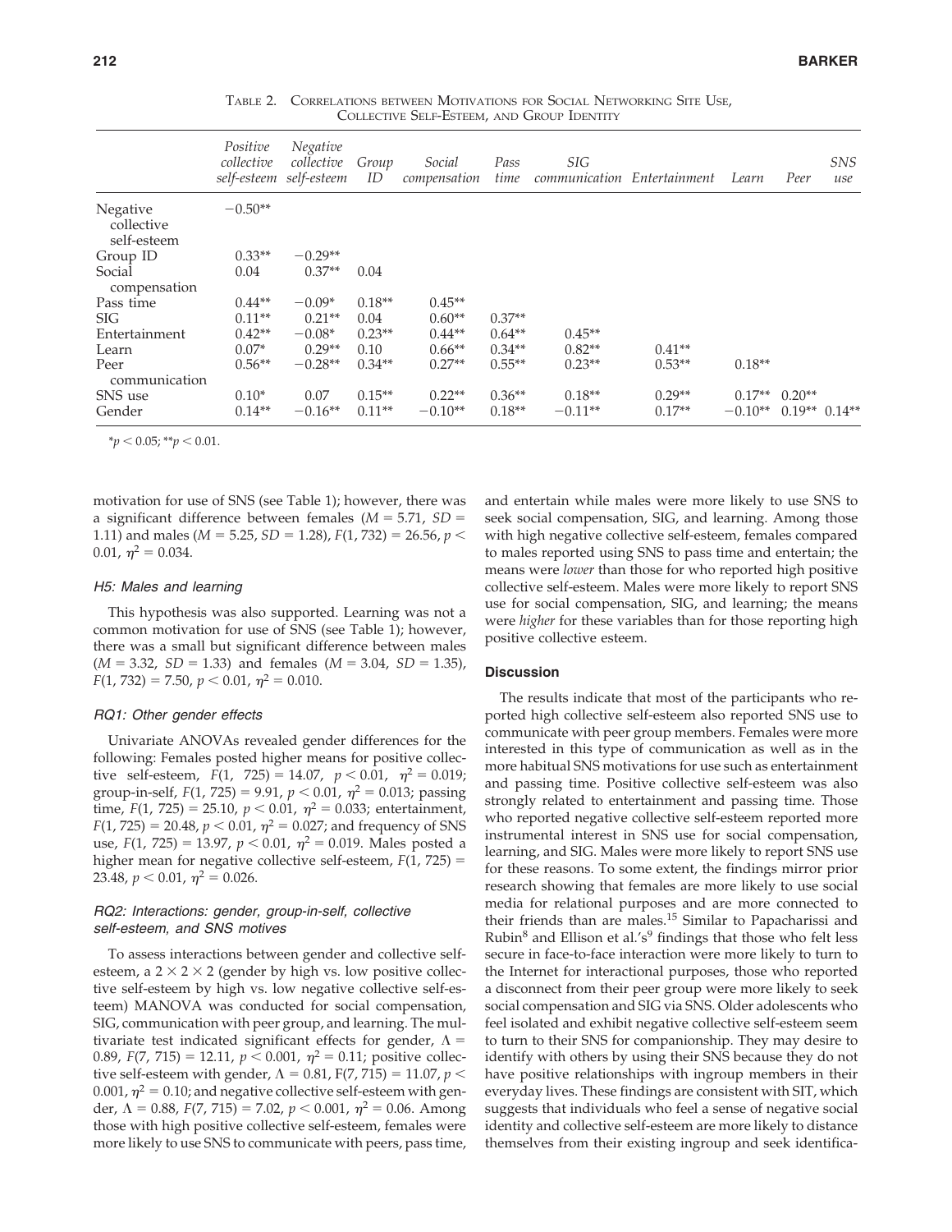TABLE 2. CORRELATIONS BETWEEN MOTIVATIONS FOR SOCIAL NETWORKING SITE USE, COLLECTIVE SELF-ESTEEM, AND GROUP IDENTITY

| | *Positive collective self-esteem* | *Negative collective self-esteem* | *Group ID* | *Social compensation* | *Pass time* | *SIG communication* | *Entertainment* | *Learn* | *Peer* | *SNS use* |
|---|---|---|---|---|---|---|---|---|---|---|
| Negative collective self-esteem | −0.50** | | | | | | | | | |
| Group ID | 0.33** | −0.29** | | | | | | | | |
| Social compensation | 0.04 | 0.37** | 0.04 | | | | | | | |
| Pass time | 0.44** | −0.09* | 0.18** | 0.45** | | | | | | |
| SIG | 0.11** | 0.21** | 0.04 | 0.60** | 0.37** | | | | | |
| Entertainment | 0.42** | −0.08* | 0.23** | 0.44** | 0.64** | 0.45** | | | | |
| Learn | 0.07* | 0.29** | 0.10 | 0.66** | 0.34** | 0.82** | 0.41** | | | |
| Peer communication | 0.56** | −0.28** | 0.34** | 0.27** | 0.55** | 0.23** | 0.53** | 0.18** | | |
| SNS use | 0.10* | 0.07 | 0.15** | 0.22** | 0.36** | 0.18** | 0.29** | 0.17** | 0.20** | |
| Gender | 0.14** | −0.16** | 0.11** | −0.10** | 0.18** | −0.11** | 0.17** | −0.10** | 0.19** | 0.14** |

*$p < 0.05$; **$p < 0.01$.

motivation for use of SNS (see Table 1); however, there was a significant difference between females ($M = 5.71$, $SD = 1.11$) and males ($M = 5.25$, $SD = 1.28$), $F(1, 732) = 26.56$, $p < 0.01$, $\eta^2 = 0.034$.

#### *H5: Males and learning*

This hypothesis was also supported. Learning was not a common motivation for use of SNS (see Table 1); however, there was a small but significant difference between males ($M = 3.32$, $SD = 1.33$) and females ($M = 3.04$, $SD = 1.35$), $F(1, 732) = 7.50$, $p < 0.01$, $\eta^2 = 0.010$.

#### *RQ1: Other gender effects*

Univariate ANOVAs revealed gender differences for the following: Females posted higher means for positive collective self-esteem, $F(1, 725) = 14.07$, $p < 0.01$, $\eta^2 = 0.019$; group-in-self, $F(1, 725) = 9.91$, $p < 0.01$, $\eta^2 = 0.013$; passing time, $F(1, 725) = 25.10$, $p < 0.01$, $\eta^2 = 0.033$; entertainment, $F(1, 725) = 20.48$, $p < 0.01$, $\eta^2 = 0.027$; and frequency of SNS use, $F(1, 725) = 13.97$, $p < 0.01$, $\eta^2 = 0.019$. Males posted a higher mean for negative collective self-esteem, $F(1, 725) = 23.48$, $p < 0.01$, $\eta^2 = 0.026$.

#### *RQ2: Interactions: gender, group-in-self, collective self-esteem, and SNS motives*

To assess interactions between gender and collective self-esteem, a $2 \times 2 \times 2$ (gender by high vs. low positive collective self-esteem by high vs. low negative collective self-esteem) MANOVA was conducted for social compensation, SIG, communication with peer group, and learning. The multivariate test indicated significant effects for gender, $\Lambda = 0.89$, $F(7, 715) = 12.11$, $p < 0.001$, $\eta^2 = 0.11$; positive collective self-esteem with gender, $\Lambda = 0.81$, $F(7, 715) = 11.07$, $p < 0.001$, $\eta^2 = 0.10$; and negative collective self-esteem with gender, $\Lambda = 0.88$, $F(7, 715) = 7.02$, $p < 0.001$, $\eta^2 = 0.06$. Among those with high positive collective self-esteem, females were more likely to use SNS to communicate with peers, pass time, and entertain while males were more likely to use SNS to seek social compensation, SIG, and learning. Among those with high negative collective self-esteem, females compared to males reported using SNS to pass time and entertain; the means were *lower* than those for who reported high positive collective self-esteem. Males were more likely to report SNS use for social compensation, SIG, and learning; the means were *higher* for these variables than for those reporting high positive collective esteem.

### Discussion

The results indicate that most of the participants who reported high collective self-esteem also reported SNS use to communicate with peer group members. Females were more interested in this type of communication as well as in the more habitual SNS motivations for use such as entertainment and passing time. Positive collective self-esteem was also strongly related to entertainment and passing time. Those who reported negative collective self-esteem reported more instrumental interest in SNS use for social compensation, learning, and SIG. Males were more likely to report SNS use for these reasons. To some extent, the findings mirror prior research showing that females are more likely to use social media for relational purposes and are more connected to their friends than are males.[15] Similar to Papacharissi and Rubin[8] and Ellison et al.'s[9] findings that those who felt less secure in face-to-face interaction were more likely to turn to the Internet for interactional purposes, those who reported a disconnect from their peer group were more likely to seek social compensation and SIG via SNS. Older adolescents who feel isolated and exhibit negative collective self-esteem seem to turn to their SNS for companionship. They may desire to identify with others by using their SNS because they do not have positive relationships with ingroup members in their everyday lives. These findings are consistent with SIT, which suggests that individuals who feel a sense of negative social identity and collective self-esteem are more likely to distance themselves from their existing ingroup and seek identifica-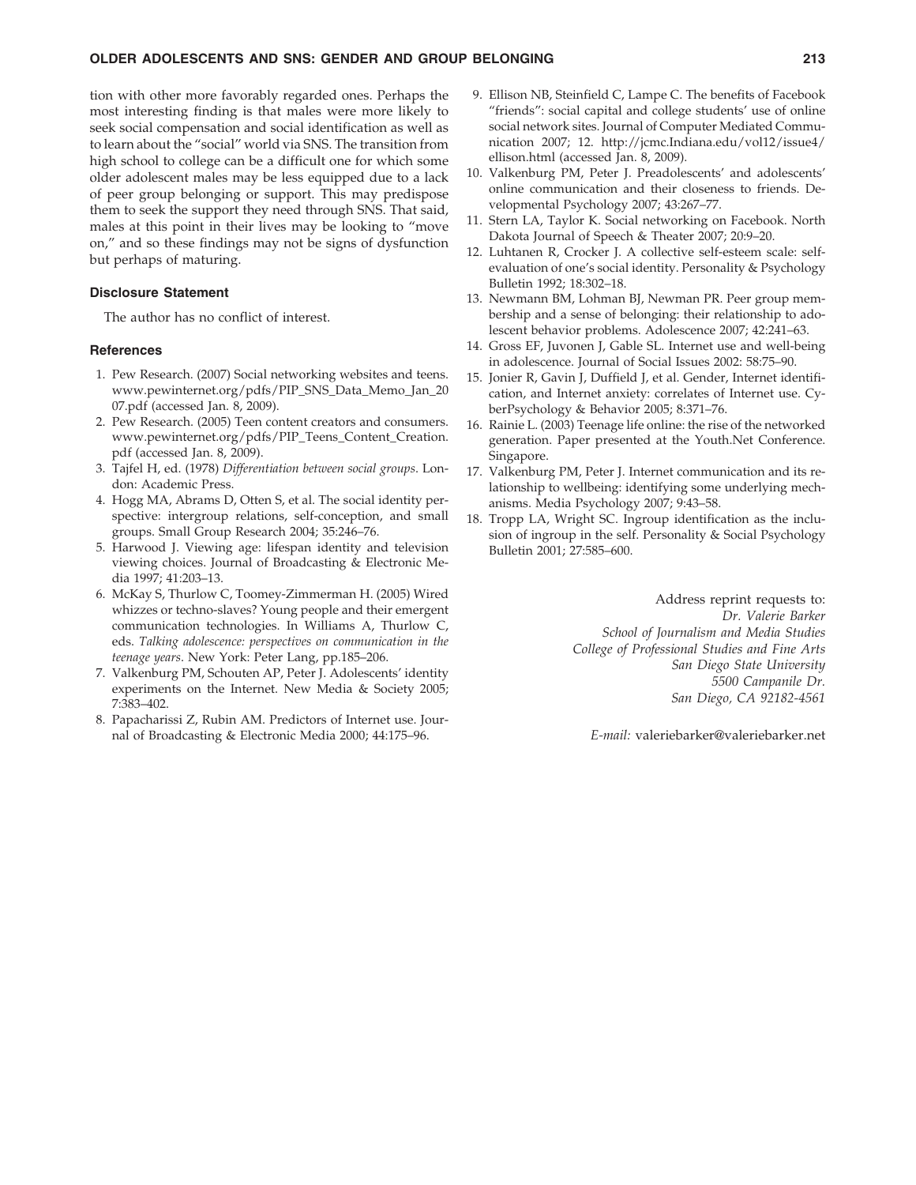tion with other more favorably regarded ones. Perhaps the most interesting finding is that males were more likely to seek social compensation and social identification as well as to learn about the "social" world via SNS. The transition from high school to college can be a difficult one for which some older adolescent males may be less equipped due to a lack of peer group belonging or support. This may predispose them to seek the support they need through SNS. That said, males at this point in their lives may be looking to "move on," and so these findings may not be signs of dysfunction but perhaps of maturing.

### Disclosure Statement

The author has no conflict of interest.

### References

1. Pew Research. (2007) Social networking websites and teens. www.pewinternet.org/pdfs/PIP_SNS_Data_Memo_Jan_2007.pdf (accessed Jan. 8, 2009).
2. Pew Research. (2005) Teen content creators and consumers. www.pewinternet.org/pdfs/PIP_Teens_Content_Creation.pdf (accessed Jan. 8, 2009).
3. Tajfel H, ed. (1978) *Differentiation between social groups*. London: Academic Press.
4. Hogg MA, Abrams D, Otten S, et al. The social identity perspective: intergroup relations, self-conception, and small groups. Small Group Research 2004; 35:246–76.
5. Harwood J. Viewing age: lifespan identity and television viewing choices. Journal of Broadcasting & Electronic Media 1997; 41:203–13.
6. McKay S, Thurlow C, Toomey-Zimmerman H. (2005) Wired whizzes or techno-slaves? Young people and their emergent communication technologies. In Williams A, Thurlow C, eds. *Talking adolescence: perspectives on communication in the teenage years*. New York: Peter Lang, pp.185–206.
7. Valkenburg PM, Schouten AP, Peter J. Adolescents' identity experiments on the Internet. New Media & Society 2005; 7:383–402.
8. Papacharissi Z, Rubin AM. Predictors of Internet use. Journal of Broadcasting & Electronic Media 2000; 44:175–96.
9. Ellison NB, Steinfield C, Lampe C. The benefits of Facebook "friends": social capital and college students' use of online social network sites. Journal of Computer Mediated Communication 2007; 12. http://jcmc.Indiana.edu/vol12/issue4/ellison.html (accessed Jan. 8, 2009).
10. Valkenburg PM, Peter J. Preadolescents' and adolescents' online communication and their closeness to friends. Developmental Psychology 2007; 43:267–77.
11. Stern LA, Taylor K. Social networking on Facebook. North Dakota Journal of Speech & Theater 2007; 20:9–20.
12. Luhtanen R, Crocker J. A collective self-esteem scale: self-evaluation of one's social identity. Personality & Psychology Bulletin 1992; 18:302–18.
13. Newmann BM, Lohman BJ, Newman PR. Peer group membership and a sense of belonging: their relationship to adolescent behavior problems. Adolescence 2007; 42:241–63.
14. Gross EF, Juvonen J, Gable SL. Internet use and well-being in adolescence. Journal of Social Issues 2002: 58:75–90.
15. Jonier R, Gavin J, Duffield J, et al. Gender, Internet identification, and Internet anxiety: correlates of Internet use. CyberPsychology & Behavior 2005; 8:371–76.
16. Rainie L. (2003) Teenage life online: the rise of the networked generation. Paper presented at the Youth.Net Conference. Singapore.
17. Valkenburg PM, Peter J. Internet communication and its relationship to wellbeing: identifying some underlying mechanisms. Media Psychology 2007; 9:43–58.
18. Tropp LA, Wright SC. Ingroup identification as the inclusion of ingroup in the self. Personality & Social Psychology Bulletin 2001; 27:585–600.

Address reprint requests to:
*Dr. Valerie Barker*
*School of Journalism and Media Studies*
*College of Professional Studies and Fine Arts*
*San Diego State University*
*5500 Campanile Dr.*
*San Diego, CA 92182-4561*

*E-mail:* valeriebarker@valeriebarker.net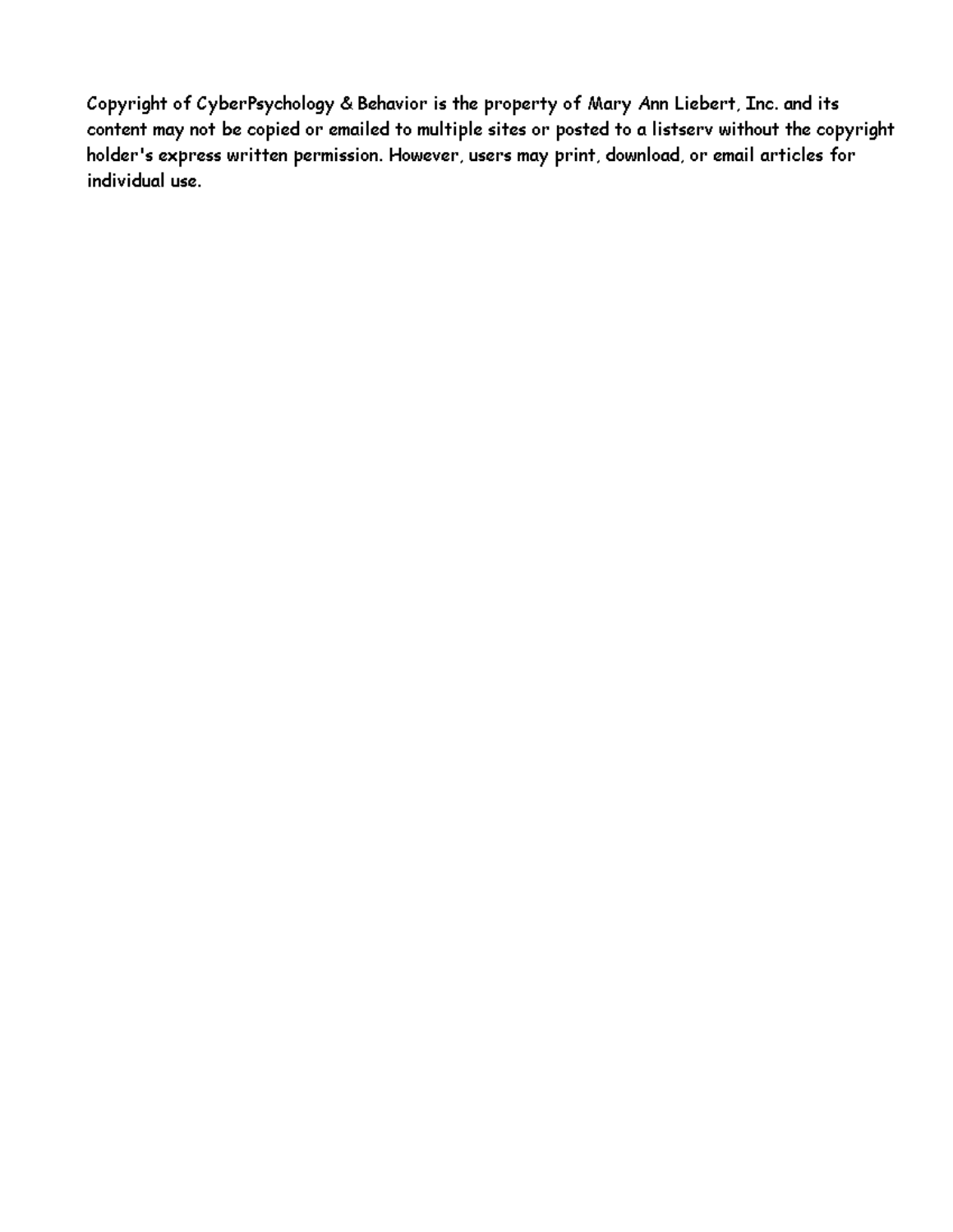Copyright of CyberPsychology & Behavior is the property of Mary Ann Liebert, Inc. and its content may not be copied or emailed to multiple sites or posted to a listserv without the copyright holder's express written permission. However, users may print, download, or email articles for individual use.